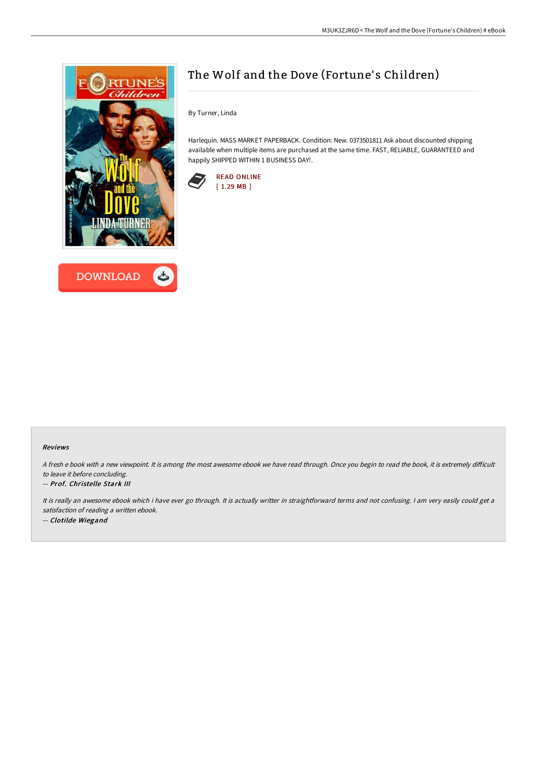# The Wolf and the Dove (Fortune's Children)

By Turner, Linda

Harlequin. MASS MARKET PAPERBACK. Condition: New. 0373501811 Ask about discounted shipping available when multiple items are purchased at the same time. FAST, RELIABLE, GUARANTEED and happily SHIPPED WITHIN 1 BUSINESS DAY!.

READ ONLINE
[ 1.29 MB ]

DOWNLOAD

### Reviews

*A fresh e book with a new viewpoint. It is among the most awesome ebook we have read through. Once you begin to read the book, it is extremely difficult to leave it before concluding.*

*-- **Prof. Christelle Stark III***

*It is really an awesome ebook which i have ever go through. It is actually writter in straightforward terms and not confusing. I am very easily could get a satisfaction of reading a written ebook.*

*-- **Clotilde Wiegand***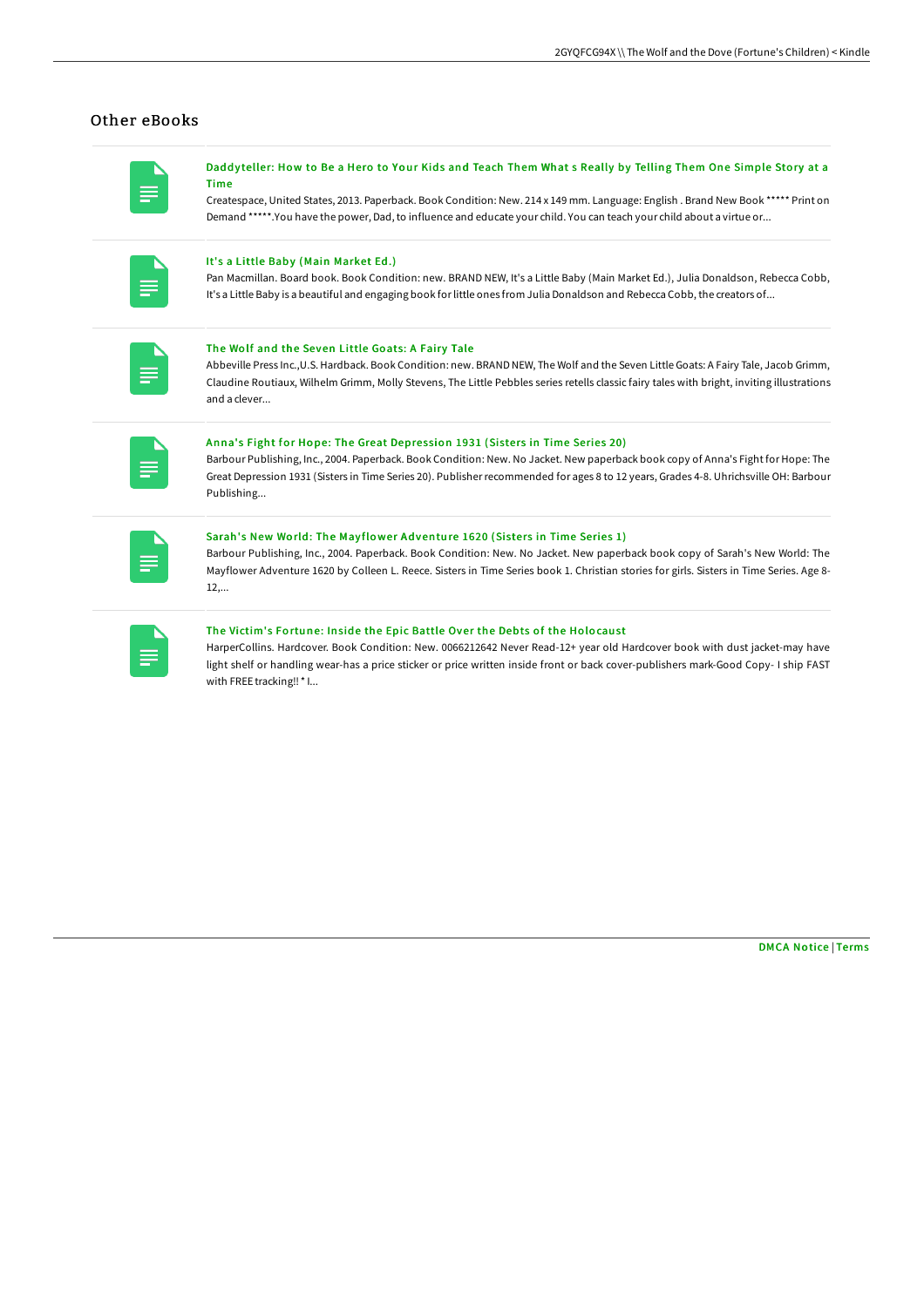## Other eBooks

### Daddyteller: How to Be a Hero to Your Kids and Teach Them What s Really by Telling Them One Simple Story at a Time

Createspace, United States, 2013. Paperback. Book Condition: New. 214 x 149 mm. Language: English . Brand New Book ***** Print on Demand *****.You have the power, Dad, to influence and educate your child. You can teach your child about a virtue or...

### It's a Little Baby (Main Market Ed.)

Pan Macmillan. Board book. Book Condition: new. BRAND NEW, It's a Little Baby (Main Market Ed.), Julia Donaldson, Rebecca Cobb, It's a Little Baby is a beautiful and engaging book for little ones from Julia Donaldson and Rebecca Cobb, the creators of...

### The Wolf and the Seven Little Goats: A Fairy Tale

Abbeville Press Inc.,U.S. Hardback. Book Condition: new. BRAND NEW, The Wolf and the Seven Little Goats: A Fairy Tale, Jacob Grimm, Claudine Routiaux, Wilhelm Grimm, Molly Stevens, The Little Pebbles series retells classic fairy tales with bright, inviting illustrations and a clever...

### Anna's Fight for Hope: The Great Depression 1931 (Sisters in Time Series 20)

Barbour Publishing, Inc., 2004. Paperback. Book Condition: New. No Jacket. New paperback book copy of Anna's Fight for Hope: The Great Depression 1931 (Sisters in Time Series 20). Publisher recommended for ages 8 to 12 years, Grades 4-8. Uhrichsville OH: Barbour Publishing...

### Sarah's New World: The Mayflower Adventure 1620 (Sisters in Time Series 1)

Barbour Publishing, Inc., 2004. Paperback. Book Condition: New. No Jacket. New paperback book copy of Sarah's New World: The Mayflower Adventure 1620 by Colleen L. Reece. Sisters in Time Series book 1. Christian stories for girls. Sisters in Time Series. Age 8-12,...

### The Victim's Fortune: Inside the Epic Battle Over the Debts of the Holocaust

HarperCollins. Hardcover. Book Condition: New. 0066212642 Never Read-12+ year old Hardcover book with dust jacket-may have light shelf or handling wear-has a price sticker or price written inside front or back cover-publishers mark-Good Copy- I ship FAST with FREE tracking!! * I...

DMCA Notice | Terms